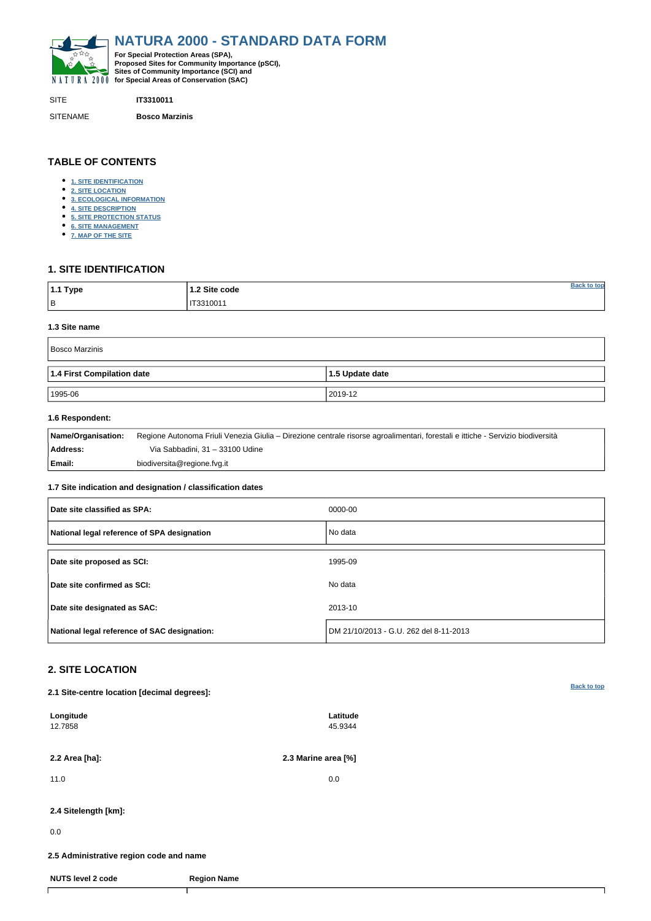# NATURA 2000 - STANDARD DATA FORM

**For Special Protection Areas (SPA), Proposed Sites for Community Importance (pSCI), Sites of Community Importance (SCI) and for Special Areas of Conservation (SAC)**

| | |
|---|---|
| SITE | **IT3310011** |
| SITENAME | **Bosco Marzinis** |

## TABLE OF CONTENTS

- 1. SITE IDENTIFICATION
- 2. SITE LOCATION
- 3. ECOLOGICAL INFORMATION
- 4. SITE DESCRIPTION
- 5. SITE PROTECTION STATUS
- 6. SITE MANAGEMENT
- 7. MAP OF THE SITE

## 1. SITE IDENTIFICATION

| 1.1 Type | 1.2 Site code |
|---|---|
| B | IT3310011 |

### 1.3 Site name

| Bosco Marzinis |
|---|

| 1.4 First Compilation date | 1.5 Update date |
|---|---|
| 1995-06 | 2019-12 |

### 1.6 Respondent:

| | |
|---|---|
| **Name/Organisation:** | Regione Autonoma Friuli Venezia Giulia – Direzione centrale risorse agroalimentari, forestali e ittiche - Servizio biodiversità |
| **Address:** | Via Sabbadini, 31 – 33100 Udine |
| **Email:** | biodiversita@regione.fvg.it |

### 1.7 Site indication and designation / classification dates

| | |
|---|---|
| **Date site classified as SPA:** | 0000-00 |
| **National legal reference of SPA designation** | No data |
| **Date site proposed as SCI:** | 1995-09 |
| **Date site confirmed as SCI:** | No data |
| **Date site designated as SAC:** | 2013-10 |
| **National legal reference of SAC designation:** | DM 21/10/2013 - G.U. 262 del 8-11-2013 |

## 2. SITE LOCATION

### 2.1 Site-centre location [decimal degrees]:

| Longitude | Latitude |
|---|---|
| 12.7858 | 45.9344 |

| 2.2 Area [ha]: | 2.3 Marine area [%] |
|---|---|
| 11.0 | 0.0 |

**2.4 Sitelength [km]:**

0.0

### 2.5 Administrative region code and name

| NUTS level 2 code | Region Name |
|---|---|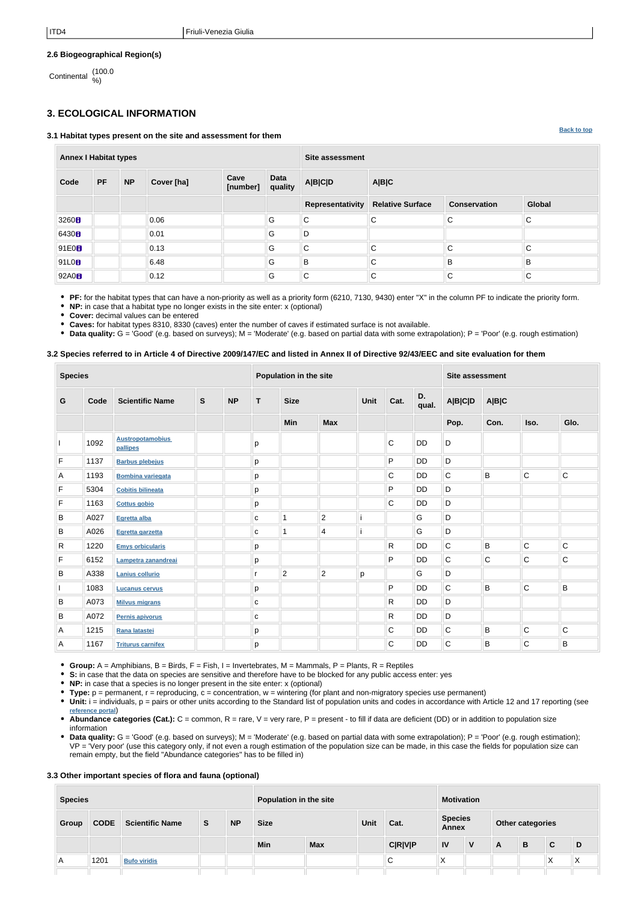| ITD4 | Friuli-Venezia Giulia |
|---|---|

### 2.6 Biogeographical Region(s)

Continental (100.0 %)

## 3. ECOLOGICAL INFORMATION

### 3.1 Habitat types present on the site and assessment for them

Back to top

| Annex I Habitat types | | | | | | Site assessment | | | |
|---|---|---|---|---|---|---|---|---|---|
| Code | PF | NP | Cover [ha] | Cave [number] | Data quality | A\|B\|C\|D | A\|B\|C | | |
| | | | | | | Representativity | Relative Surface | Conservation | Global |
| 3260 | | | 0.06 | | G | C | C | C | C |
| 6430 | | | 0.01 | | G | D | | | |
| 91E0 | | | 0.13 | | G | C | C | C | C |
| 91L0 | | | 6.48 | | G | B | C | B | B |
| 92A0 | | | 0.12 | | G | C | C | C | C |

- **PF:** for the habitat types that can have a non-priority as well as a priority form (6210, 7130, 9430) enter "X" in the column PF to indicate the priority form.
- **NP:** in case that a habitat type no longer exists in the site enter: x (optional)
- **Cover:** decimal values can be entered
- **Caves:** for habitat types 8310, 8330 (caves) enter the number of caves if estimated surface is not available.
- **Data quality:** G = 'Good' (e.g. based on surveys); M = 'Moderate' (e.g. based on partial data with some extrapolation); P = 'Poor' (e.g. rough estimation)

### 3.2 Species referred to in Article 4 of Directive 2009/147/EC and listed in Annex II of Directive 92/43/EEC and site evaluation for them

| Species | | | | | Population in the site | | | | | | Site assessment | | | |
|---|---|---|---|---|---|---|---|---|---|---|---|---|---|---|
| G | Code | Scientific Name | S | NP | T | Size | | Unit | Cat. | D. qual. | A\|B\|C\|D | A\|B\|C | | |
| | | | | | | Min | Max | | | | Pop. | Con. | Iso. | Glo. |
| I | 1092 | Austropotamobius pallipes | | | p | | | | C | DD | D | | | |
| F | 1137 | Barbus plebejus | | | p | | | | P | DD | D | | | |
| A | 1193 | Bombina variegata | | | p | | | | C | DD | C | B | C | C |
| F | 5304 | Cobitis bilineata | | | p | | | | P | DD | D | | | |
| F | 1163 | Cottus gobio | | | p | | | | C | DD | D | | | |
| B | A027 | Egretta alba | | | c | 1 | 2 | i | | G | D | | | |
| B | A026 | Egretta garzetta | | | c | 1 | 4 | i | | G | D | | | |
| R | 1220 | Emys orbicularis | | | p | | | | R | DD | C | B | C | C |
| F | 6152 | Lampetra zanandreai | | | p | | | | P | DD | C | C | C | C |
| B | A338 | Lanius collurio | | | r | 2 | 2 | p | | G | D | | | |
| I | 1083 | Lucanus cervus | | | p | | | | P | DD | C | B | C | B |
| B | A073 | Milvus migrans | | | c | | | | R | DD | D | | | |
| B | A072 | Pernis apivorus | | | c | | | | R | DD | D | | | |
| A | 1215 | Rana latastei | | | p | | | | C | DD | C | B | C | C |
| A | 1167 | Triturus carnifex | | | p | | | | C | DD | C | B | C | B |

- **Group:** A = Amphibians, B = Birds, F = Fish, I = Invertebrates, M = Mammals, P = Plants, R = Reptiles
- **S:** in case that the data on species are sensitive and therefore have to be blocked for any public access enter: yes
- **NP:** in case that a species is no longer present in the site enter: x (optional)
- **Type:** p = permanent, r = reproducing, c = concentration, w = wintering (for plant and non-migratory species use permanent)
- **Unit:** i = individuals, p = pairs or other units according to the Standard list of population units and codes in accordance with Article 12 and 17 reporting (see reference portal)
- **Abundance categories (Cat.):** C = common, R = rare, V = very rare, P = present - to fill if data are deficient (DD) or in addition to population size information
- **Data quality:** G = 'Good' (e.g. based on surveys); M = 'Moderate' (e.g. based on partial data with some extrapolation); P = 'Poor' (e.g. rough estimation); VP = 'Very poor' (use this category only, if not even a rough estimation of the population size can be made, in this case the fields for population size can remain empty, but the field "Abundance categories" has to be filled in)

### 3.3 Other important species of flora and fauna (optional)

| Species | | | | | Population in the site | | | | Motivation | | | | | |
|---|---|---|---|---|---|---|---|---|---|---|---|---|---|---|
| Group | CODE | Scientific Name | S | NP | Size | | Unit | Cat. | Species Annex | | Other categories | | | |
| | | | | | Min | Max | | C\|R\|V\|P | IV | V | A | B | C | D |
| A | 1201 | Bufo viridis | | | | | | C | X | | | | X | X |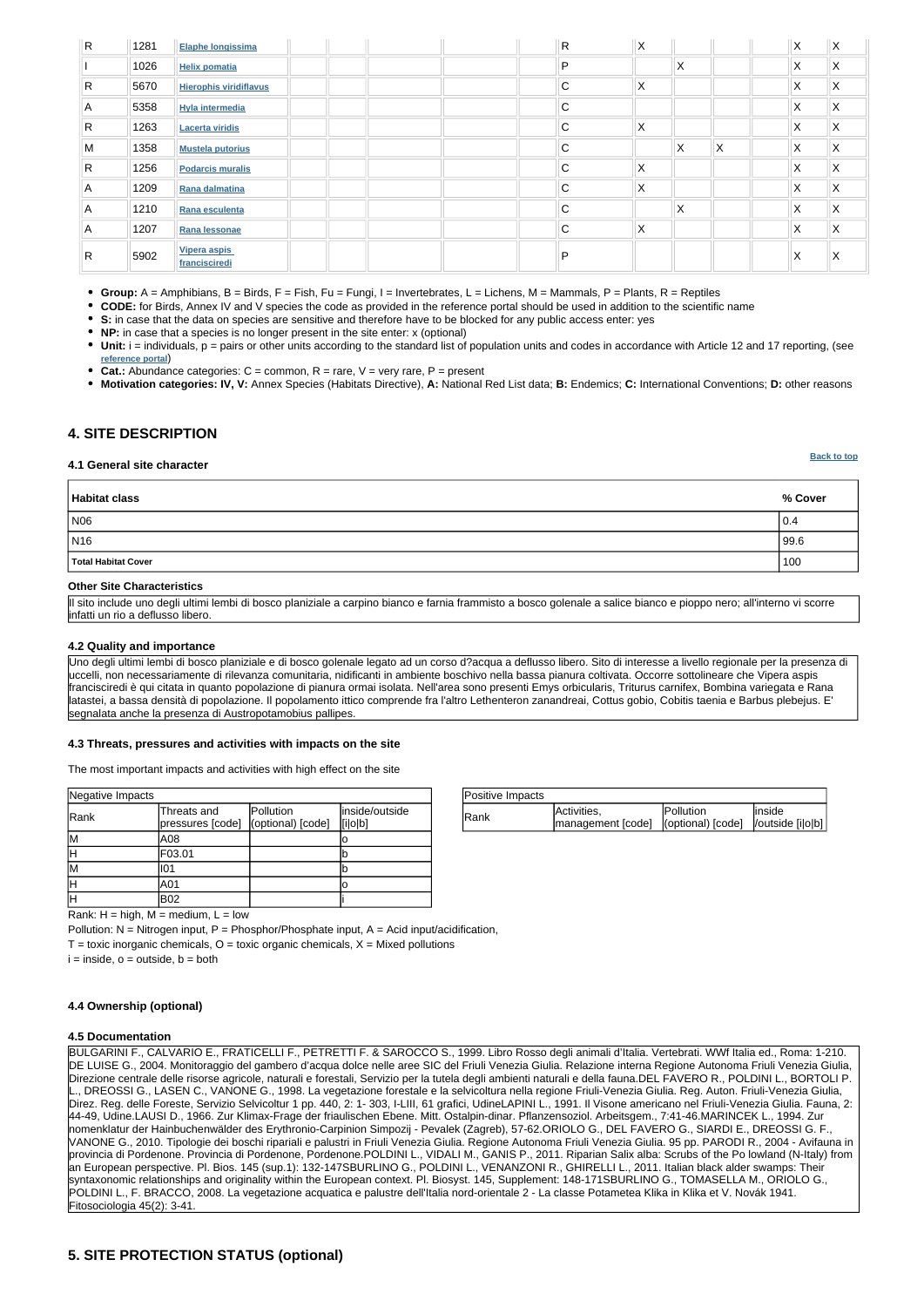| | | | | | | | | | | | | | | |
|---|---|---|---|---|---|---|---|---|---|---|---|---|---|---|
| R | 1281 | Elaphe longissima | | | | | | R | X | | | | X | X |
| I | 1026 | Helix pomatia | | | | | | P | | X | | | X | X |
| R | 5670 | Hierophis viridiflavus | | | | | | C | X | | | | X | X |
| A | 5358 | Hyla intermedia | | | | | | C | | | | | X | X |
| R | 1263 | Lacerta viridis | | | | | | C | X | | | | X | X |
| M | 1358 | Mustela putorius | | | | | | C | | X | X | | X | X |
| R | 1256 | Podarcis muralis | | | | | | C | X | | | | X | X |
| A | 1209 | Rana dalmatina | | | | | | C | X | | | | X | X |
| A | 1210 | Rana esculenta | | | | | | C | | X | | | X | X |
| A | 1207 | Rana lessonae | | | | | | C | X | | | | X | X |
| R | 5902 | Vipera aspis francisciredi | | | | | | P | | | | | X | X |

- **Group:** A = Amphibians, B = Birds, F = Fish, Fu = Fungi, I = Invertebrates, L = Lichens, M = Mammals, P = Plants, R = Reptiles
- **CODE:** for Birds, Annex IV and V species the code as provided in the reference portal should be used in addition to the scientific name
- **S:** in case that the data on species are sensitive and therefore have to be blocked for any public access enter: yes
- **NP:** in case that a species is no longer present in the site enter: x (optional)
- **Unit:** i = individuals, p = pairs or other units according to the standard list of population units and codes in accordance with Article 12 and 17 reporting, (see reference portal)
- **Cat.:** Abundance categories: C = common, R = rare, V = very rare, P = present
- **Motivation categories: IV, V:** Annex Species (Habitats Directive), **A:** National Red List data; **B:** Endemics; **C:** International Conventions; **D:** other reasons

## 4. SITE DESCRIPTION

### 4.1 General site character

Back to top

| Habitat class | % Cover |
|---|---|
| N06 | 0.4 |
| N16 | 99.6 |
| **Total Habitat Cover** | 100 |

**Other Site Characteristics**

Il sito include uno degli ultimi lembi di bosco planiziale a carpino bianco e farnia frammisto a bosco golenale a salice bianco e pioppo nero; all'interno vi scorre infatti un rio a deflusso libero.

### 4.2 Quality and importance

Uno degli ultimi lembi di bosco planiziale e di bosco golenale legato ad un corso d?acqua a deflusso libero. Sito di interesse a livello regionale per la presenza di uccelli, non necessariamente di rilevanza comunitaria, nidificanti in ambiente boschivo nella bassa pianura coltivata. Occorre sottolineare che Vipera aspis francisciredi è qui citata in quanto popolazione di pianura ormai isolata. Nell'area sono presenti Emys orbicularis, Triturus carnifex, Bombina variegata e Rana latastei, a bassa densità di popolazione. Il popolamento ittico comprende fra l'altro Lethenteron zanandreai, Cottus gobio, Cobitis taenia e Barbus plebejus. E' segnalata anche la presenza di Austropotamobius pallipes.

### 4.3 Threats, pressures and activities with impacts on the site

The most important impacts and activities with high effect on the site

| Negative Impacts | | | |
|---|---|---|---|
| Rank | Threats and pressures [code] | Pollution (optional) [code] | inside/outside [i\|o\|b] |
| M | A08 | | o |
| H | F03.01 | | b |
| M | I01 | | b |
| H | A01 | | o |
| H | B02 | | i |

| Positive Impacts | | | |
|---|---|---|---|
| Rank | Activities, management [code] | Pollution (optional) [code] | inside /outside [i\|o\|b] |

Rank: H = high, M = medium, L = low

Pollution: N = Nitrogen input, P = Phosphor/Phosphate input, A = Acid input/acidification,

T = toxic inorganic chemicals, O = toxic organic chemicals, X = Mixed pollutions

i = inside, o = outside, b = both

### 4.4 Ownership (optional)

### 4.5 Documentation

BULGARINI F., CALVARIO E., FRATICELLI F., PETRETTI F. & SAROCCO S., 1999. Libro Rosso degli animali d'Italia. Vertebrati. WWf Italia ed., Roma: 1-210. DE LUISE G., 2004. Monitoraggio del gambero d'acqua dolce nelle aree SIC del Friuli Venezia Giulia. Relazione interna Regione Autonoma Friuli Venezia Giulia, Direzione centrale delle risorse agricole, naturali e forestali, Servizio per la tutela degli ambienti naturali e della fauna.DEL FAVERO R., POLDINI L., BORTOLI P. L., DREOSSI G., LASEN C., VANONE G., 1998. La vegetazione forestale e la selvicoltura nella regione Friuli-Venezia Giulia. Reg. Auton. Friuli-Venezia Giulia, Direz. Reg. delle Foreste, Servizio Selvicoltur 1 pp. 440, 2: 1- 303, I-LIII, 61 grafici, UdineLAPINI L., 1991. Il Visone americano nel Friuli-Venezia Giulia. Fauna, 2: 44-49, Udine.LAUSI D., 1966. Zur Klimax-Frage der friaulischen Ebene. Mitt. Ostalpin-dinar. Pflanzensoziol. Arbeitsgem., 7:41-46.MARINCEK L., 1994. Zur nomenklatur der Hainbuchenwälder des Erythronio-Carpinion Simpozij - Pevalek (Zagreb), 57-62.ORIOLO G., DEL FAVERO G., SIARDI E., DREOSSI G. F., VANONE G., 2010. Tipologie dei boschi ripariali e palustri in Friuli Venezia Giulia. Regione Autonoma Friuli Venezia Giulia. 95 pp. PARODI R., 2004 - Avifauna in provincia di Pordenone. Provincia di Pordenone, Pordenone.POLDINI L., VIDALI M., GANIS P., 2011. Riparian Salix alba: Scrubs of the Po lowland (N-Italy) from an European perspective. Pl. Bios. 145 (sup.1): 132-147SBURLINO G., POLDINI L., VENANZONI R., GHIRELLI L., 2011. Italian black alder swamps: Their syntaxonomic relationships and originality within the European context. Pl. Biosyst. 145, Supplement: 148-171SBURLINO G., TOMASELLA M., ORIOLO G., POLDINI L., F. BRACCO, 2008. La vegetazione acquatica e palustre dell'Italia nord-orientale 2 - La classe Potametea Klika in Klika et V. Novák 1941. Fitosociologia 45(2): 3-41.

## 5. SITE PROTECTION STATUS (optional)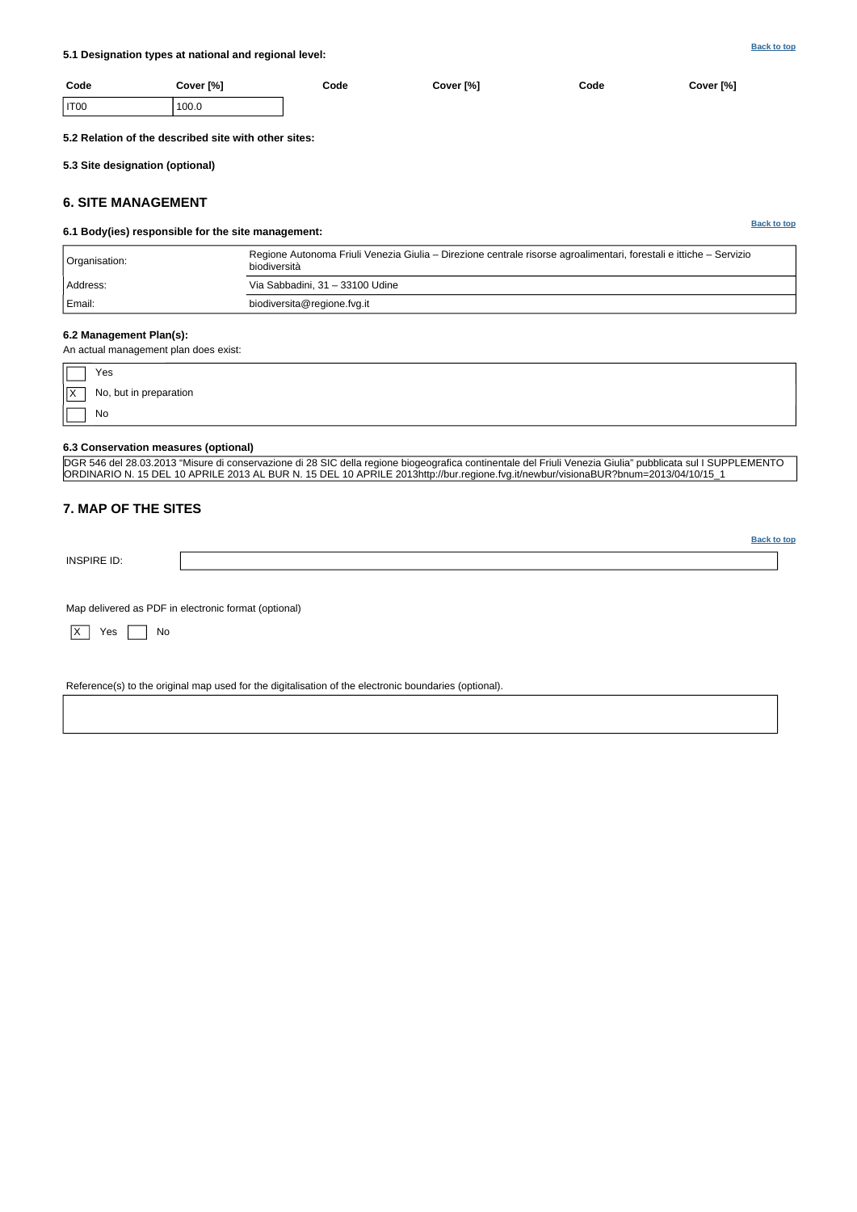**5.1 Designation types at national and regional level:**

[Back to top](#)

| Code | Cover [%] | Code | Cover [%] | Code | Cover [%] |
|---|---|---|---|---|---|
| IT00 | 100.0 | | | | |

**5.2 Relation of the described site with other sites:**

**5.3 Site designation (optional)**

## 6. SITE MANAGEMENT

[Back to top](#)

**6.1 Body(ies) responsible for the site management:**

| | |
|---|---|
| Organisation: | Regione Autonoma Friuli Venezia Giulia – Direzione centrale risorse agroalimentari, forestali e ittiche – Servizio biodiversità |
| Address: | Via Sabbadini, 31 – 33100 Udine |
| Email: | biodiversita@regione.fvg.it |

**6.2 Management Plan(s):**

An actual management plan does exist:

| | |
|---|---|
| | Yes |
| X | No, but in preparation |
| | No |

**6.3 Conservation measures (optional)**

DGR 546 del 28.03.2013 “Misure di conservazione di 28 SIC della regione biogeografica continentale del Friuli Venezia Giulia” pubblicata sul I SUPPLEMENTO ORDINARIO N. 15 DEL 10 APRILE 2013 AL BUR N. 15 DEL 10 APRILE 2013http://bur.regione.fvg.it/newbur/visionaBUR?bnum=2013/04/10/15_1

## 7. MAP OF THE SITES

[Back to top](#)

INSPIRE ID:

Map delivered as PDF in electronic format (optional)

[X] Yes [ ] No

Reference(s) to the original map used for the digitalisation of the electronic boundaries (optional).